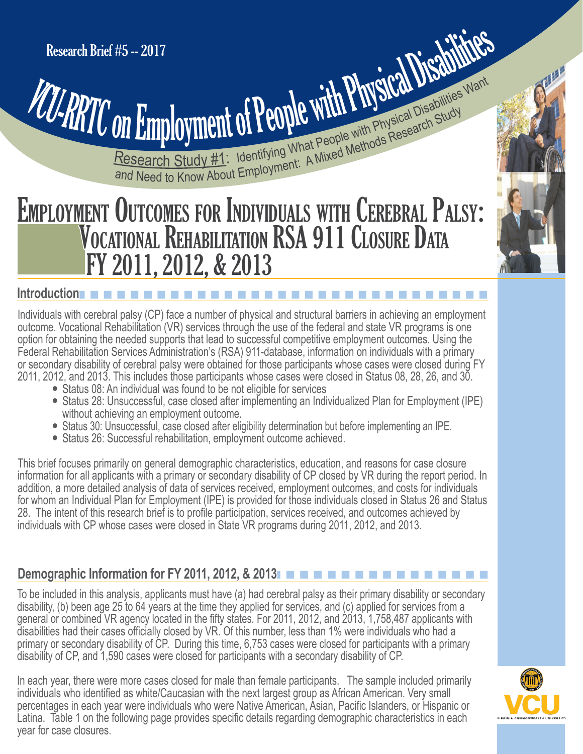Research Brief #5 -- 2017

# VCU-RRTC on Employment of People with Physical Disabilities

Research Study #1: Identifying What People with Physical Disabilities Want and Need to Know About Employment: A Mixed Methods Research Study

# Employment Outcomes for Individuals with Cerebral Palsy: Vocational Rehabilitation RSA 911 Closure Data FY 2011, 2012, & 2013

## Introduction

Individuals with cerebral palsy (CP) face a number of physical and structural barriers in achieving an employment outcome. Vocational Rehabilitation (VR) services through the use of the federal and state VR programs is one option for obtaining the needed supports that lead to successful competitive employment outcomes. Using the Federal Rehabilitation Services Administration's (RSA) 911-database, information on individuals with a primary or secondary disability of cerebral palsy were obtained for those participants whose cases were closed during FY 2011, 2012, and 2013. This includes those participants whose cases were closed in Status 08, 28, 26, and 30.

- Status 08: An individual was found to be not eligible for services
- Status 28: Unsuccessful, case closed after implementing an Individualized Plan for Employment (IPE) without achieving an employment outcome.
- Status 30: Unsuccessful, case closed after eligibility determination but before implementing an IPE.
- Status 26: Successful rehabilitation, employment outcome achieved.

This brief focuses primarily on general demographic characteristics, education, and reasons for case closure information for all applicants with a primary or secondary disability of CP closed by VR during the report period. In addition, a more detailed analysis of data of services received, employment outcomes, and costs for individuals for whom an Individual Plan for Employment (IPE) is provided for those individuals closed in Status 26 and Status 28. The intent of this research brief is to profile participation, services received, and outcomes achieved by individuals with CP whose cases were closed in State VR programs during 2011, 2012, and 2013.

## Demographic Information for FY 2011, 2012, & 2013

To be included in this analysis, applicants must have (a) had cerebral palsy as their primary disability or secondary disability, (b) been age 25 to 64 years at the time they applied for services, and (c) applied for services from a general or combined VR agency located in the fifty states. For 2011, 2012, and 2013, 1,758,487 applicants with disabilities had their cases officially closed by VR. Of this number, less than 1% were individuals who had a primary or secondary disability of CP. During this time, 6,753 cases were closed for participants with a primary disability of CP, and 1,590 cases were closed for participants with a secondary disability of CP.

In each year, there were more cases closed for male than female participants. The sample included primarily individuals who identified as white/Caucasian with the next largest group as African American. Very small percentages in each year were individuals who were Native American, Asian, Pacific Islanders, or Hispanic or Latina. Table 1 on the following page provides specific details regarding demographic characteristics in each year for case closures.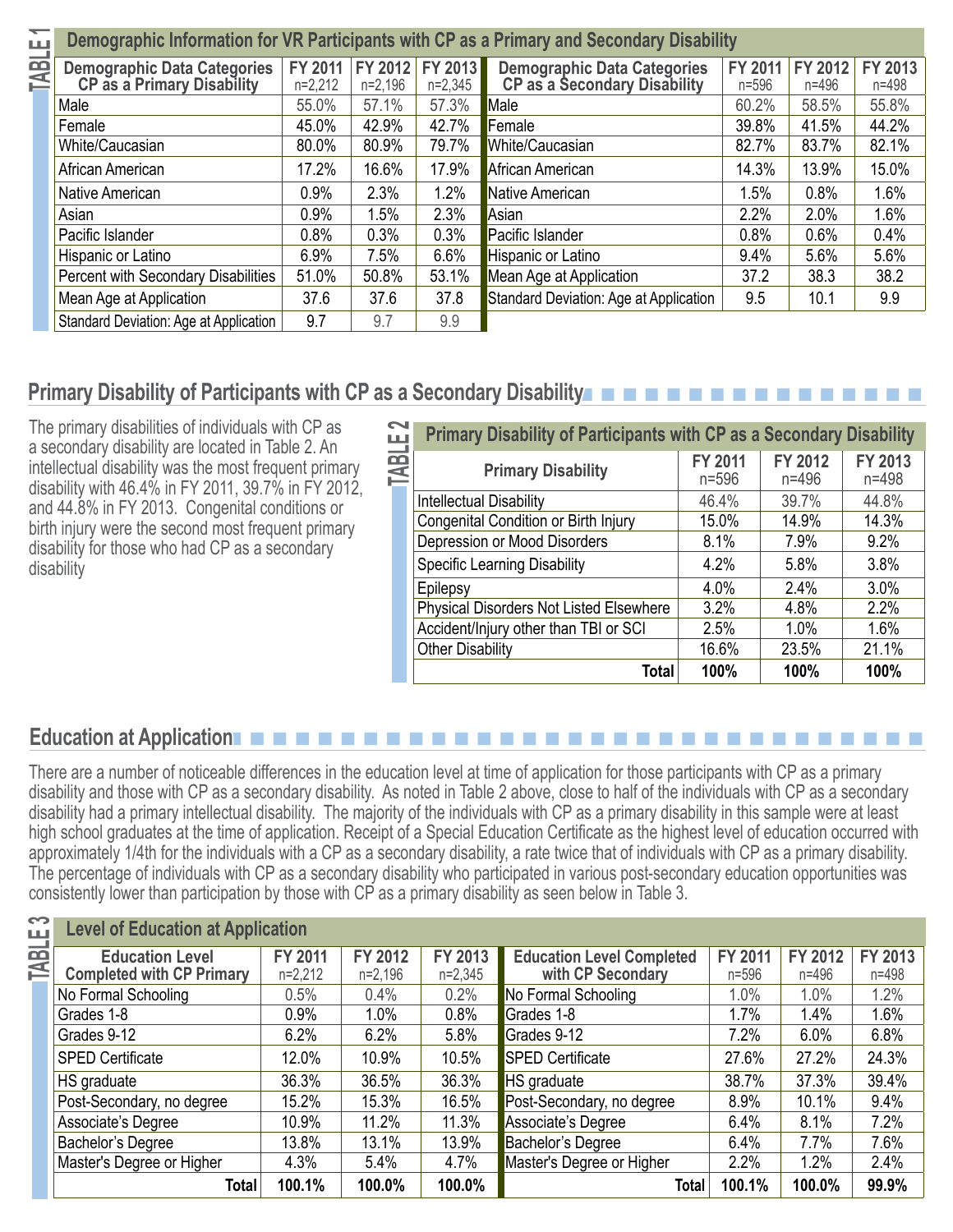## TABLE 1: Demographic Information for VR Participants with CP as a Primary and Secondary Disability

| Demographic Data Categories CP as a Primary Disability | FY 2011 n=2,212 | FY 2012 n=2,196 | FY 2013 n=2,345 |
|---|---|---|---|
| Male | 55.0% | 57.1% | 57.3% |
| Female | 45.0% | 42.9% | 42.7% |
| White/Caucasian | 80.0% | 80.9% | 79.7% |
| African American | 17.2% | 16.6% | 17.9% |
| Native American | 0.9% | 2.3% | 1.2% |
| Asian | 0.9% | 1.5% | 2.3% |
| Pacific Islander | 0.8% | 0.3% | 0.3% |
| Hispanic or Latino | 6.9% | 7.5% | 6.6% |
| Percent with Secondary Disabilities | 51.0% | 50.8% | 53.1% |
| Mean Age at Application | 37.6 | 37.6 | 37.8 |
| Standard Deviation: Age at Application | 9.7 | 9.7 | 9.9 |

| Demographic Data Categories CP as a Secondary Disability | FY 2011 n=596 | FY 2012 n=496 | FY 2013 n=498 |
|---|---|---|---|
| Male | 60.2% | 58.5% | 55.8% |
| Female | 39.8% | 41.5% | 44.2% |
| White/Caucasian | 82.7% | 83.7% | 82.1% |
| African American | 14.3% | 13.9% | 15.0% |
| Native American | 1.5% | 0.8% | 1.6% |
| Asian | 2.2% | 2.0% | 1.6% |
| Pacific Islander | 0.8% | 0.6% | 0.4% |
| Hispanic or Latino | 9.4% | 5.6% | 5.6% |
| Mean Age at Application | 37.2 | 38.3 | 38.2 |
| Standard Deviation: Age at Application | 9.5 | 10.1 | 9.9 |

## Primary Disability of Participants with CP as a Secondary Disability

The primary disabilities of individuals with CP as a secondary disability are located in Table 2. An intellectual disability was the most frequent primary disability with 46.4% in FY 2011, 39.7% in FY 2012, and 44.8% in FY 2013. Congenital conditions or birth injury were the second most frequent primary disability for those who had CP as a secondary disability

## TABLE 2: Primary Disability of Participants with CP as a Secondary Disability

| Primary Disability | FY 2011 n=596 | FY 2012 n=496 | FY 2013 n=498 |
|---|---|---|---|
| Intellectual Disability | 46.4% | 39.7% | 44.8% |
| Congenital Condition or Birth Injury | 15.0% | 14.9% | 14.3% |
| Depression or Mood Disorders | 8.1% | 7.9% | 9.2% |
| Specific Learning Disability | 4.2% | 5.8% | 3.8% |
| Epilepsy | 4.0% | 2.4% | 3.0% |
| Physical Disorders Not Listed Elsewhere | 3.2% | 4.8% | 2.2% |
| Accident/Injury other than TBI or SCI | 2.5% | 1.0% | 1.6% |
| Other Disability | 16.6% | 23.5% | 21.1% |
| **Total** | **100%** | **100%** | **100%** |

## Education at Application

There are a number of noticeable differences in the education level at time of application for those participants with CP as a primary disability and those with CP as a secondary disability. As noted in Table 2 above, close to half of the individuals with CP as a secondary disability had a primary intellectual disability. The majority of the individuals with CP as a primary disability in this sample were at least high school graduates at the time of application. Receipt of a Special Education Certificate as the highest level of education occurred with approximately 1/4th for the individuals with a CP as a secondary disability, a rate twice that of individuals with CP as a primary disability. The percentage of individuals with CP as a secondary disability who participated in various post-secondary education opportunities was consistently lower than participation by those with CP as a primary disability as seen below in Table 3.

## TABLE 3: Level of Education at Application

| Education Level Completed with CP Primary | FY 2011 n=2,212 | FY 2012 n=2,196 | FY 2013 n=2,345 |
|---|---|---|---|
| No Formal Schooling | 0.5% | 0.4% | 0.2% |
| Grades 1-8 | 0.9% | 1.0% | 0.8% |
| Grades 9-12 | 6.2% | 6.2% | 5.8% |
| SPED Certificate | 12.0% | 10.9% | 10.5% |
| HS graduate | 36.3% | 36.5% | 36.3% |
| Post-Secondary, no degree | 15.2% | 15.3% | 16.5% |
| Associate's Degree | 10.9% | 11.2% | 11.3% |
| Bachelor's Degree | 13.8% | 13.1% | 13.9% |
| Master's Degree or Higher | 4.3% | 5.4% | 4.7% |
| **Total** | **100.1%** | **100.0%** | **100.0%** |

| Education Level Completed with CP Secondary | FY 2011 n=596 | FY 2012 n=496 | FY 2013 n=498 |
|---|---|---|---|
| No Formal Schooling | 1.0% | 1.0% | 1.2% |
| Grades 1-8 | 1.7% | 1.4% | 1.6% |
| Grades 9-12 | 7.2% | 6.0% | 6.8% |
| SPED Certificate | 27.6% | 27.2% | 24.3% |
| HS graduate | 38.7% | 37.3% | 39.4% |
| Post-Secondary, no degree | 8.9% | 10.1% | 9.4% |
| Associate's Degree | 6.4% | 8.1% | 7.2% |
| Bachelor's Degree | 6.4% | 7.7% | 7.6% |
| Master's Degree or Higher | 2.2% | 1.2% | 2.4% |
| **Total** | **100.1%** | **100.0%** | **99.9%** |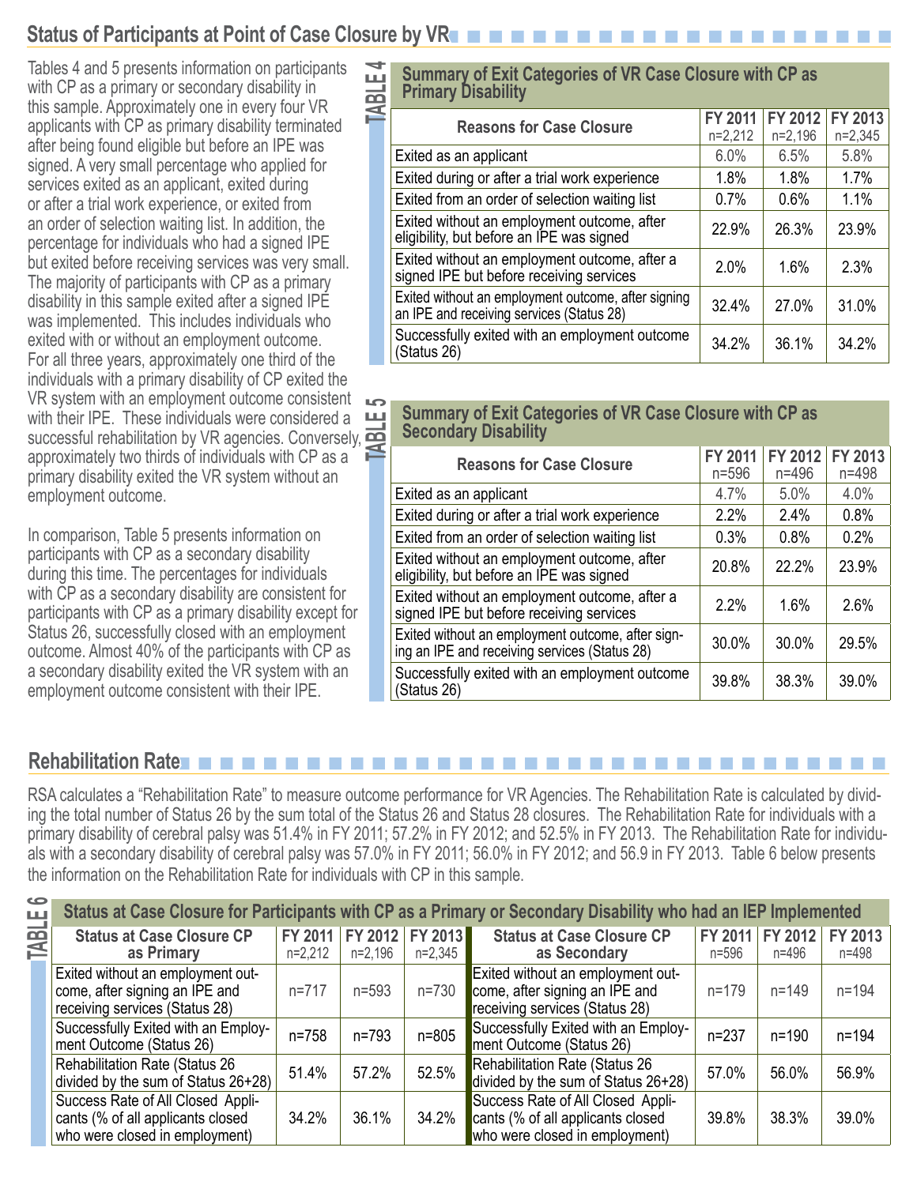## Status of Participants at Point of Case Closure by VR

Tables 4 and 5 presents information on participants with CP as a primary or secondary disability in this sample. Approximately one in every four VR applicants with CP as primary disability terminated after being found eligible but before an IPE was signed. A very small percentage who applied for services exited as an applicant, exited during or after a trial work experience, or exited from an order of selection waiting list. In addition, the percentage for individuals who had a signed IPE but exited before receiving services was very small. The majority of participants with CP as a primary disability in this sample exited after a signed IPE was implemented. This includes individuals who exited with or without an employment outcome. For all three years, approximately one third of the individuals with a primary disability of CP exited the VR system with an employment outcome consistent with their IPE. These individuals were considered a successful rehabilitation by VR agencies. Conversely, approximately two thirds of individuals with CP as a primary disability exited the VR system without an employment outcome.

In comparison, Table 5 presents information on participants with CP as a secondary disability during this time. The percentages for individuals with CP as a secondary disability are consistent for participants with CP as a primary disability except for Status 26, successfully closed with an employment outcome. Almost 40% of the participants with CP as a secondary disability exited the VR system with an employment outcome consistent with their IPE.

**TABLE 4: Summary of Exit Categories of VR Case Closure with CP as Primary Disability**

| Reasons for Case Closure | FY 2011 n=2,212 | FY 2012 n=2,196 | FY 2013 n=2,345 |
|---|---|---|---|
| Exited as an applicant | 6.0% | 6.5% | 5.8% |
| Exited during or after a trial work experience | 1.8% | 1.8% | 1.7% |
| Exited from an order of selection waiting list | 0.7% | 0.6% | 1.1% |
| Exited without an employment outcome, after eligibility, but before an IPE was signed | 22.9% | 26.3% | 23.9% |
| Exited without an employment outcome, after a signed IPE but before receiving services | 2.0% | 1.6% | 2.3% |
| Exited without an employment outcome, after signing an IPE and receiving services (Status 28) | 32.4% | 27.0% | 31.0% |
| Successfully exited with an employment outcome (Status 26) | 34.2% | 36.1% | 34.2% |

**TABLE 5: Summary of Exit Categories of VR Case Closure with CP as Secondary Disability**

| Reasons for Case Closure | FY 2011 n=596 | FY 2012 n=496 | FY 2013 n=498 |
|---|---|---|---|
| Exited as an applicant | 4.7% | 5.0% | 4.0% |
| Exited during or after a trial work experience | 2.2% | 2.4% | 0.8% |
| Exited from an order of selection waiting list | 0.3% | 0.8% | 0.2% |
| Exited without an employment outcome, after eligibility, but before an IPE was signed | 20.8% | 22.2% | 23.9% |
| Exited without an employment outcome, after a signed IPE but before receiving services | 2.2% | 1.6% | 2.6% |
| Exited without an employment outcome, after signing an IPE and receiving services (Status 28) | 30.0% | 30.0% | 29.5% |
| Successfully exited with an employment outcome (Status 26) | 39.8% | 38.3% | 39.0% |

## Rehabilitation Rate

RSA calculates a "Rehabilitation Rate" to measure outcome performance for VR Agencies. The Rehabilitation Rate is calculated by dividing the total number of Status 26 by the sum total of the Status 26 and Status 28 closures. The Rehabilitation Rate for individuals with a primary disability of cerebral palsy was 51.4% in FY 2011; 57.2% in FY 2012; and 52.5% in FY 2013. The Rehabilitation Rate for individuals with a secondary disability of cerebral palsy was 57.0% in FY 2011; 56.0% in FY 2012; and 56.9 in FY 2013. Table 6 below presents the information on the Rehabilitation Rate for individuals with CP in this sample.

**TABLE 6: Status at Case Closure for Participants with CP as a Primary or Secondary Disability who had an IEP Implemented**

| Status at Case Closure CP as Primary | FY 2011 n=2,212 | FY 2012 n=2,196 | FY 2013 n=2,345 | Status at Case Closure CP as Secondary | FY 2011 n=596 | FY 2012 n=496 | FY 2013 n=498 |
|---|---|---|---|---|---|---|---|
| Exited without an employment outcome, after signing an IPE and receiving services (Status 28) | n=717 | n=593 | n=730 | Exited without an employment outcome, after signing an IPE and receiving services (Status 28) | n=179 | n=149 | n=194 |
| Successfully Exited with an Employment Outcome (Status 26) | n=758 | n=793 | n=805 | Successfully Exited with an Employment Outcome (Status 26) | n=237 | n=190 | n=194 |
| Rehabilitation Rate (Status 26 divided by the sum of Status 26+28) | 51.4% | 57.2% | 52.5% | Rehabilitation Rate (Status 26 divided by the sum of Status 26+28) | 57.0% | 56.0% | 56.9% |
| Success Rate of All Closed Applicants (% of all applicants closed who were closed in employment) | 34.2% | 36.1% | 34.2% | Success Rate of All Closed Applicants (% of all applicants closed who were closed in employment) | 39.8% | 38.3% | 39.0% |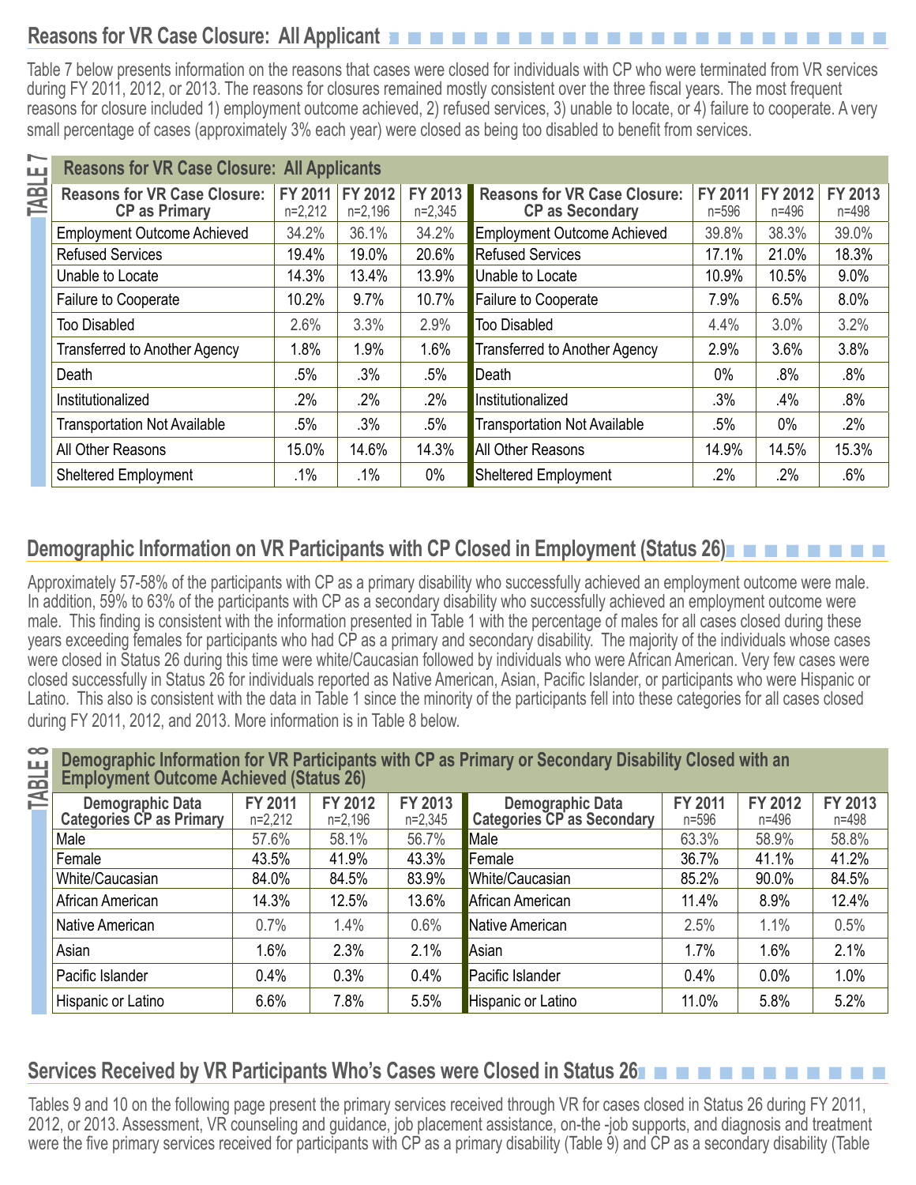## Reasons for VR Case Closure: All Applicant

Table 7 below presents information on the reasons that cases were closed for individuals with CP who were terminated from VR services during FY 2011, 2012, or 2013. The reasons for closures remained mostly consistent over the three fiscal years. The most frequent reasons for closure included 1) employment outcome achieved, 2) refused services, 3) unable to locate, or 4) failure to cooperate. A very small percentage of cases (approximately 3% each year) were closed as being too disabled to benefit from services.

**TABLE 7**

| Reasons for VR Case Closure: CP as Primary | FY 2011 n=2,212 | FY 2012 n=2,196 | FY 2013 n=2,345 | Reasons for VR Case Closure: CP as Secondary | FY 2011 n=596 | FY 2012 n=496 | FY 2013 n=498 |
|---|---|---|---|---|---|---|---|
| Employment Outcome Achieved | 34.2% | 36.1% | 34.2% | Employment Outcome Achieved | 39.8% | 38.3% | 39.0% |
| Refused Services | 19.4% | 19.0% | 20.6% | Refused Services | 17.1% | 21.0% | 18.3% |
| Unable to Locate | 14.3% | 13.4% | 13.9% | Unable to Locate | 10.9% | 10.5% | 9.0% |
| Failure to Cooperate | 10.2% | 9.7% | 10.7% | Failure to Cooperate | 7.9% | 6.5% | 8.0% |
| Too Disabled | 2.6% | 3.3% | 2.9% | Too Disabled | 4.4% | 3.0% | 3.2% |
| Transferred to Another Agency | 1.8% | 1.9% | 1.6% | Transferred to Another Agency | 2.9% | 3.6% | 3.8% |
| Death | .5% | .3% | .5% | Death | 0% | .8% | .8% |
| Institutionalized | .2% | .2% | .2% | Institutionalized | .3% | .4% | .8% |
| Transportation Not Available | .5% | .3% | .5% | Transportation Not Available | .5% | 0% | .2% |
| All Other Reasons | 15.0% | 14.6% | 14.3% | All Other Reasons | 14.9% | 14.5% | 15.3% |
| Sheltered Employment | .1% | .1% | 0% | Sheltered Employment | .2% | .2% | .6% |

## Demographic Information on VR Participants with CP Closed in Employment (Status 26)

Approximately 57-58% of the participants with CP as a primary disability who successfully achieved an employment outcome were male. In addition, 59% to 63% of the participants with CP as a secondary disability who successfully achieved an employment outcome were male. This finding is consistent with the information presented in Table 1 with the percentage of males for all cases closed during these years exceeding females for participants who had CP as a primary and secondary disability. The majority of the individuals whose cases were closed in Status 26 during this time were white/Caucasian followed by individuals who were African American. Very few cases were closed successfully in Status 26 for individuals reported as Native American, Asian, Pacific Islander, or participants who were Hispanic or Latino. This also is consistent with the data in Table 1 since the minority of the participants fell into these categories for all cases closed during FY 2011, 2012, and 2013. More information is in Table 8 below.

**TABLE 8**

**Demographic Information for VR Participants with CP as Primary or Secondary Disability Closed with an Employment Outcome Achieved (Status 26)**

| Demographic Data Categories CP as Primary | FY 2011 n=2,212 | FY 2012 n=2,196 | FY 2013 n=2,345 | Demographic Data Categories CP as Secondary | FY 2011 n=596 | FY 2012 n=496 | FY 2013 n=498 |
|---|---|---|---|---|---|---|---|
| Male | 57.6% | 58.1% | 56.7% | Male | 63.3% | 58.9% | 58.8% |
| Female | 43.5% | 41.9% | 43.3% | Female | 36.7% | 41.1% | 41.2% |
| White/Caucasian | 84.0% | 84.5% | 83.9% | White/Caucasian | 85.2% | 90.0% | 84.5% |
| African American | 14.3% | 12.5% | 13.6% | African American | 11.4% | 8.9% | 12.4% |
| Native American | 0.7% | 1.4% | 0.6% | Native American | 2.5% | 1.1% | 0.5% |
| Asian | 1.6% | 2.3% | 2.1% | Asian | 1.7% | 1.6% | 2.1% |
| Pacific Islander | 0.4% | 0.3% | 0.4% | Pacific Islander | 0.4% | 0.0% | 1.0% |
| Hispanic or Latino | 6.6% | 7.8% | 5.5% | Hispanic or Latino | 11.0% | 5.8% | 5.2% |

## Services Received by VR Participants Who's Cases were Closed in Status 26

Tables 9 and 10 on the following page present the primary services received through VR for cases closed in Status 26 during FY 2011, 2012, or 2013. Assessment, VR counseling and guidance, job placement assistance, on-the -job supports, and diagnosis and treatment were the five primary services received for participants with CP as a primary disability (Table 9) and CP as a secondary disability (Table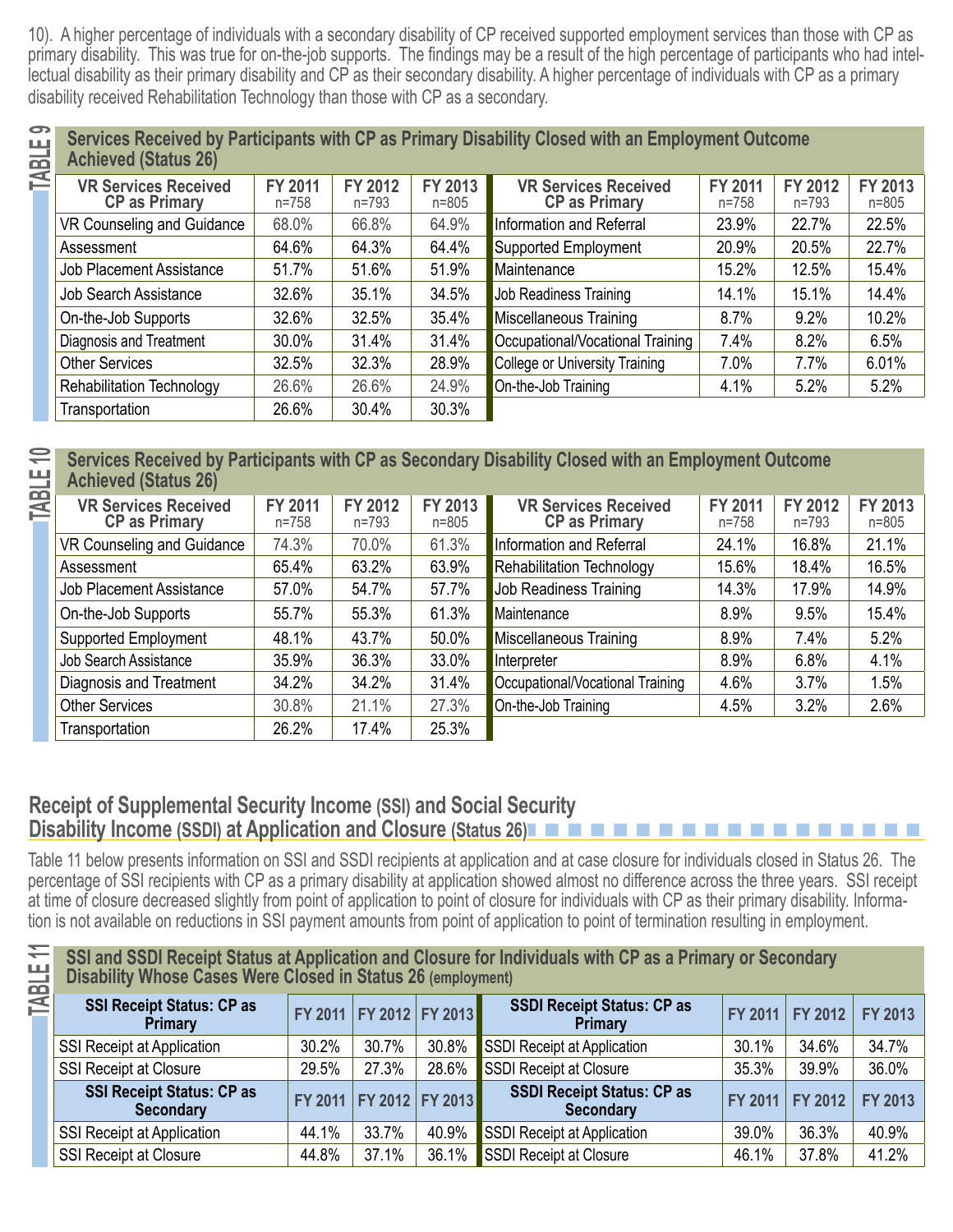10). A higher percentage of individuals with a secondary disability of CP received supported employment services than those with CP as primary disability. This was true for on-the-job supports. The findings may be a result of the high percentage of participants who had intellectual disability as their primary disability and CP as their secondary disability. A higher percentage of individuals with CP as a primary disability received Rehabilitation Technology than those with CP as a secondary.

**TABLE 9**

**Services Received by Participants with CP as Primary Disability Closed with an Employment Outcome Achieved (Status 26)**

| VR Services Received CP as Primary | FY 2011 n=758 | FY 2012 n=793 | FY 2013 n=805 | VR Services Received CP as Primary | FY 2011 n=758 | FY 2012 n=793 | FY 2013 n=805 |
|---|---|---|---|---|---|---|---|
| VR Counseling and Guidance | 68.0% | 66.8% | 64.9% | Information and Referral | 23.9% | 22.7% | 22.5% |
| Assessment | 64.6% | 64.3% | 64.4% | Supported Employment | 20.9% | 20.5% | 22.7% |
| Job Placement Assistance | 51.7% | 51.6% | 51.9% | Maintenance | 15.2% | 12.5% | 15.4% |
| Job Search Assistance | 32.6% | 35.1% | 34.5% | Job Readiness Training | 14.1% | 15.1% | 14.4% |
| On-the-Job Supports | 32.6% | 32.5% | 35.4% | Miscellaneous Training | 8.7% | 9.2% | 10.2% |
| Diagnosis and Treatment | 30.0% | 31.4% | 31.4% | Occupational/Vocational Training | 7.4% | 8.2% | 6.5% |
| Other Services | 32.5% | 32.3% | 28.9% | College or University Training | 7.0% | 7.7% | 6.01% |
| Rehabilitation Technology | 26.6% | 26.6% | 24.9% | On-the-Job Training | 4.1% | 5.2% | 5.2% |
| Transportation | 26.6% | 30.4% | 30.3% | | | | |

**TABLE 10**

**Services Received by Participants with CP as Secondary Disability Closed with an Employment Outcome Achieved (Status 26)**

| VR Services Received CP as Primary | FY 2011 n=758 | FY 2012 n=793 | FY 2013 n=805 | VR Services Received CP as Primary | FY 2011 n=758 | FY 2012 n=793 | FY 2013 n=805 |
|---|---|---|---|---|---|---|---|
| VR Counseling and Guidance | 74.3% | 70.0% | 61.3% | Information and Referral | 24.1% | 16.8% | 21.1% |
| Assessment | 65.4% | 63.2% | 63.9% | Rehabilitation Technology | 15.6% | 18.4% | 16.5% |
| Job Placement Assistance | 57.0% | 54.7% | 57.7% | Job Readiness Training | 14.3% | 17.9% | 14.9% |
| On-the-Job Supports | 55.7% | 55.3% | 61.3% | Maintenance | 8.9% | 9.5% | 15.4% |
| Supported Employment | 48.1% | 43.7% | 50.0% | Miscellaneous Training | 8.9% | 7.4% | 5.2% |
| Job Search Assistance | 35.9% | 36.3% | 33.0% | Interpreter | 8.9% | 6.8% | 4.1% |
| Diagnosis and Treatment | 34.2% | 34.2% | 31.4% | Occupational/Vocational Training | 4.6% | 3.7% | 1.5% |
| Other Services | 30.8% | 21.1% | 27.3% | On-the-Job Training | 4.5% | 3.2% | 2.6% |
| Transportation | 26.2% | 17.4% | 25.3% | | | | |

## Receipt of Supplemental Security Income (SSI) and Social Security Disability Income (SSDI) at Application and Closure (Status 26)

Table 11 below presents information on SSI and SSDI recipients at application and at case closure for individuals closed in Status 26. The percentage of SSI recipients with CP as a primary disability at application showed almost no difference across the three years. SSI receipt at time of closure decreased slightly from point of application to point of closure for individuals with CP as their primary disability. Information is not available on reductions in SSI payment amounts from point of application to point of termination resulting in employment.

**TABLE 11**

**SSI and SSDI Receipt Status at Application and Closure for Individuals with CP as a Primary or Secondary Disability Whose Cases Were Closed in Status 26 (employment)**

| SSI Receipt Status: CP as Primary | FY 2011 | FY 2012 | FY 2013 | SSDI Receipt Status: CP as Primary | FY 2011 | FY 2012 | FY 2013 |
|---|---|---|---|---|---|---|---|
| SSI Receipt at Application | 30.2% | 30.7% | 30.8% | SSDI Receipt at Application | 30.1% | 34.6% | 34.7% |
| SSI Receipt at Closure | 29.5% | 27.3% | 28.6% | SSDI Receipt at Closure | 35.3% | 39.9% | 36.0% |
| **SSI Receipt Status: CP as Secondary** | **FY 2011** | **FY 2012** | **FY 2013** | **SSDI Receipt Status: CP as Secondary** | **FY 2011** | **FY 2012** | **FY 2013** |
| SSI Receipt at Application | 44.1% | 33.7% | 40.9% | SSDI Receipt at Application | 39.0% | 36.3% | 40.9% |
| SSI Receipt at Closure | 44.8% | 37.1% | 36.1% | SSDI Receipt at Closure | 46.1% | 37.8% | 41.2% |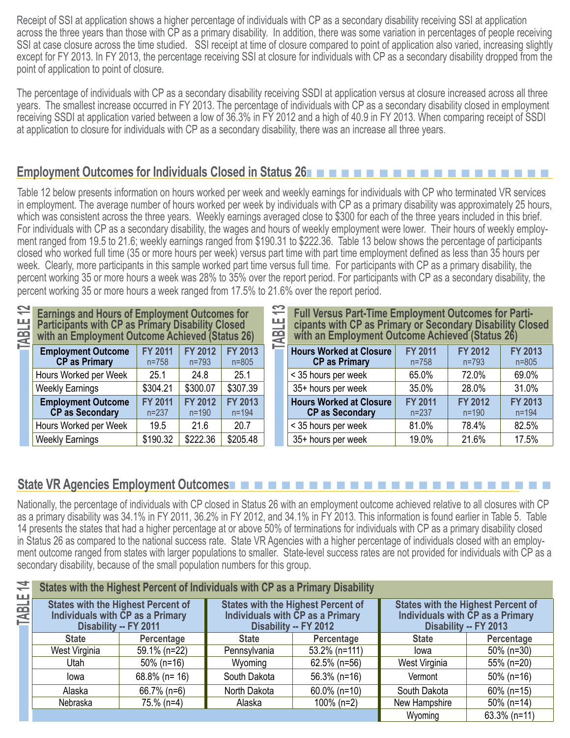Receipt of SSI at application shows a higher percentage of individuals with CP as a secondary disability receiving SSI at application across the three years than those with CP as a primary disability. In addition, there was some variation in percentages of people receiving SSI at case closure across the time studied. SSI receipt at time of closure compared to point of application also varied, increasing slightly except for FY 2013. In FY 2013, the percentage receiving SSI at closure for individuals with CP as a secondary disability dropped from the point of application to point of closure.

The percentage of individuals with CP as a secondary disability receiving SSDI at application versus at closure increased across all three years. The smallest increase occurred in FY 2013. The percentage of individuals with CP as a secondary disability closed in employment receiving SSDI at application varied between a low of 36.3% in FY 2012 and a high of 40.9 in FY 2013. When comparing receipt of SSDI at application to closure for individuals with CP as a secondary disability, there was an increase all three years.

## Employment Outcomes for Individuals Closed in Status 26

Table 12 below presents information on hours worked per week and weekly earnings for individuals with CP who terminated VR services in employment. The average number of hours worked per week by individuals with CP as a primary disability was approximately 25 hours, which was consistent across the three years. Weekly earnings averaged close to $300 for each of the three years included in this brief. For individuals with CP as a secondary disability, the wages and hours of weekly employment were lower. Their hours of weekly employment ranged from 19.5 to 21.6; weekly earnings ranged from $190.31 to $222.36. Table 13 below shows the percentage of participants closed who worked full time (35 or more hours per week) versus part time with part time employment defined as less than 35 hours per week. Clearly, more participants in this sample worked part time versus full time. For participants with CP as a primary disability, the percent working 35 or more hours a week was 28% to 35% over the report period. For participants with CP as a secondary disability, the percent working 35 or more hours a week ranged from 17.5% to 21.6% over the report period.

**TABLE 12: Earnings and Hours of Employment Outcomes for Participants with CP as Primary Disability Closed with an Employment Outcome Achieved (Status 26)**

| Employment Outcome CP as Primary | FY 2011 n=758 | FY 2012 n=793 | FY 2013 n=805 |
|---|---|---|---|
| Hours Worked per Week | 25.1 | 24.8 | 25.1 |
| Weekly Earnings | $304.21 | $300.07 | $307.39 |
| **Employment Outcome CP as Secondary** | **FY 2011** n=237 | **FY 2012** n=190 | **FY 2013** n=194 |
| Hours Worked per Week | 19.5 | 21.6 | 20.7 |
| Weekly Earnings | $190.32 | $222.36 | $205.48 |

**TABLE 13: Full Versus Part-Time Employment Outcomes for Participants with CP as Primary or Secondary Disability Closed with an Employment Outcome Achieved (Status 26)**

| Hours Worked at Closure CP as Primary | FY 2011 n=758 | FY 2012 n=793 | FY 2013 n=805 |
|---|---|---|---|
| < 35 hours per week | 65.0% | 72.0% | 69.0% |
| 35+ hours per week | 35.0% | 28.0% | 31.0% |
| **Hours Worked at Closure CP as Secondary** | **FY 2011** n=237 | **FY 2012** n=190 | **FY 2013** n=194 |
| < 35 hours per week | 81.0% | 78.4% | 82.5% |
| 35+ hours per week | 19.0% | 21.6% | 17.5% |

## State VR Agencies Employment Outcomes

Nationally, the percentage of individuals with CP closed in Status 26 with an employment outcome achieved relative to all closures with CP as a primary disability was 34.1% in FY 2011, 36.2% in FY 2012, and 34.1% in FY 2013. This information is found earlier in Table 5. Table 14 presents the states that had a higher percentage at or above 50% of terminations for individuals with CP as a primary disability closed in Status 26 as compared to the national success rate. State VR Agencies with a higher percentage of individuals closed with an employment outcome ranged from states with larger populations to smaller. State-level success rates are not provided for individuals with CP as a secondary disability, because of the small population numbers for this group.

**TABLE 14: States with the Highest Percent of Individuals with CP as a Primary Disability**

| States with the Highest Percent of Individuals with CP as a Primary Disability -- FY 2011 | | States with the Highest Percent of Individuals with CP as a Primary Disability -- FY 2012 | | States with the Highest Percent of Individuals with CP as a Primary Disability -- FY 2013 | |
|---|---|---|---|---|---|
| **State** | **Percentage** | **State** | **Percentage** | **State** | **Percentage** |
| West Virginia | 59.1% (n=22) | Pennsylvania | 53.2% (n=111) | Iowa | 50% (n=30) |
| Utah | 50% (n=16) | Wyoming | 62.5% (n=56) | West Virginia | 55% (n=20) |
| Iowa | 68.8% (n= 16) | South Dakota | 56.3% (n=16) | Vermont | 50% (n=16) |
| Alaska | 66.7% (n=6) | North Dakota | 60.0% (n=10) | South Dakota | 60% (n=15) |
| Nebraska | 75.% (n=4) | Alaska | 100% (n=2) | New Hampshire | 50% (n=14) |
| | | | | Wyoming | 63.3% (n=11) |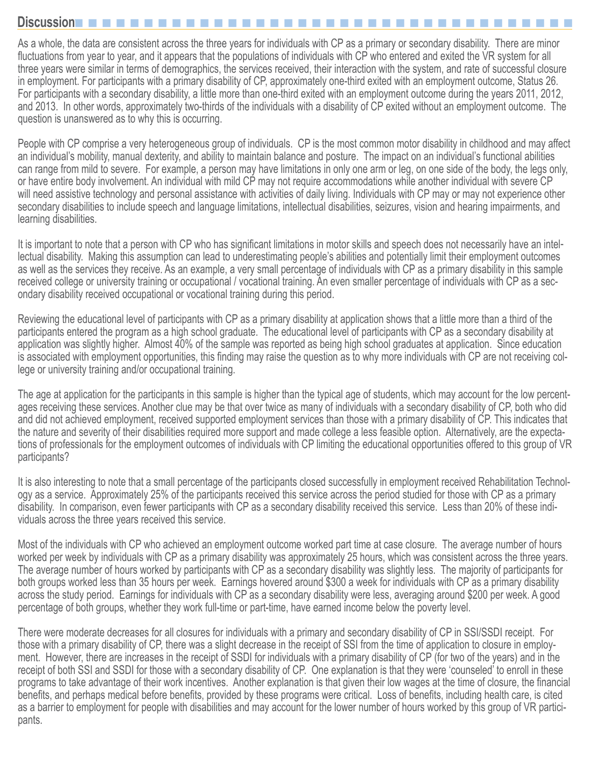## Discussion

As a whole, the data are consistent across the three years for individuals with CP as a primary or secondary disability. There are minor fluctuations from year to year, and it appears that the populations of individuals with CP who entered and exited the VR system for all three years were similar in terms of demographics, the services received, their interaction with the system, and rate of successful closure in employment. For participants with a primary disability of CP, approximately one-third exited with an employment outcome, Status 26. For participants with a secondary disability, a little more than one-third exited with an employment outcome during the years 2011, 2012, and 2013. In other words, approximately two-thirds of the individuals with a disability of CP exited without an employment outcome. The question is unanswered as to why this is occurring.

People with CP comprise a very heterogeneous group of individuals. CP is the most common motor disability in childhood and may affect an individual's mobility, manual dexterity, and ability to maintain balance and posture. The impact on an individual's functional abilities can range from mild to severe. For example, a person may have limitations in only one arm or leg, on one side of the body, the legs only, or have entire body involvement. An individual with mild CP may not require accommodations while another individual with severe CP will need assistive technology and personal assistance with activities of daily living. Individuals with CP may or may not experience other secondary disabilities to include speech and language limitations, intellectual disabilities, seizures, vision and hearing impairments, and learning disabilities.

It is important to note that a person with CP who has significant limitations in motor skills and speech does not necessarily have an intellectual disability. Making this assumption can lead to underestimating people's abilities and potentially limit their employment outcomes as well as the services they receive. As an example, a very small percentage of individuals with CP as a primary disability in this sample received college or university training or occupational / vocational training. An even smaller percentage of individuals with CP as a secondary disability received occupational or vocational training during this period.

Reviewing the educational level of participants with CP as a primary disability at application shows that a little more than a third of the participants entered the program as a high school graduate. The educational level of participants with CP as a secondary disability at application was slightly higher. Almost 40% of the sample was reported as being high school graduates at application. Since education is associated with employment opportunities, this finding may raise the question as to why more individuals with CP are not receiving college or university training and/or occupational training.

The age at application for the participants in this sample is higher than the typical age of students, which may account for the low percentages receiving these services. Another clue may be that over twice as many of individuals with a secondary disability of CP, both who did and did not achieved employment, received supported employment services than those with a primary disability of CP. This indicates that the nature and severity of their disabilities required more support and made college a less feasible option. Alternatively, are the expectations of professionals for the employment outcomes of individuals with CP limiting the educational opportunities offered to this group of VR participants?

It is also interesting to note that a small percentage of the participants closed successfully in employment received Rehabilitation Technology as a service. Approximately 25% of the participants received this service across the period studied for those with CP as a primary disability. In comparison, even fewer participants with CP as a secondary disability received this service. Less than 20% of these individuals across the three years received this service.

Most of the individuals with CP who achieved an employment outcome worked part time at case closure. The average number of hours worked per week by individuals with CP as a primary disability was approximately 25 hours, which was consistent across the three years. The average number of hours worked by participants with CP as a secondary disability was slightly less. The majority of participants for both groups worked less than 35 hours per week. Earnings hovered around $300 a week for individuals with CP as a primary disability across the study period. Earnings for individuals with CP as a secondary disability were less, averaging around $200 per week. A good percentage of both groups, whether they work full-time or part-time, have earned income below the poverty level.

There were moderate decreases for all closures for individuals with a primary and secondary disability of CP in SSI/SSDI receipt. For those with a primary disability of CP, there was a slight decrease in the receipt of SSI from the time of application to closure in employment. However, there are increases in the receipt of SSDI for individuals with a primary disability of CP (for two of the years) and in the receipt of both SSI and SSDI for those with a secondary disability of CP. One explanation is that they were 'counseled' to enroll in these programs to take advantage of their work incentives. Another explanation is that given their low wages at the time of closure, the financial benefits, and perhaps medical before benefits, provided by these programs were critical. Loss of benefits, including health care, is cited as a barrier to employment for people with disabilities and may account for the lower number of hours worked by this group of VR participants.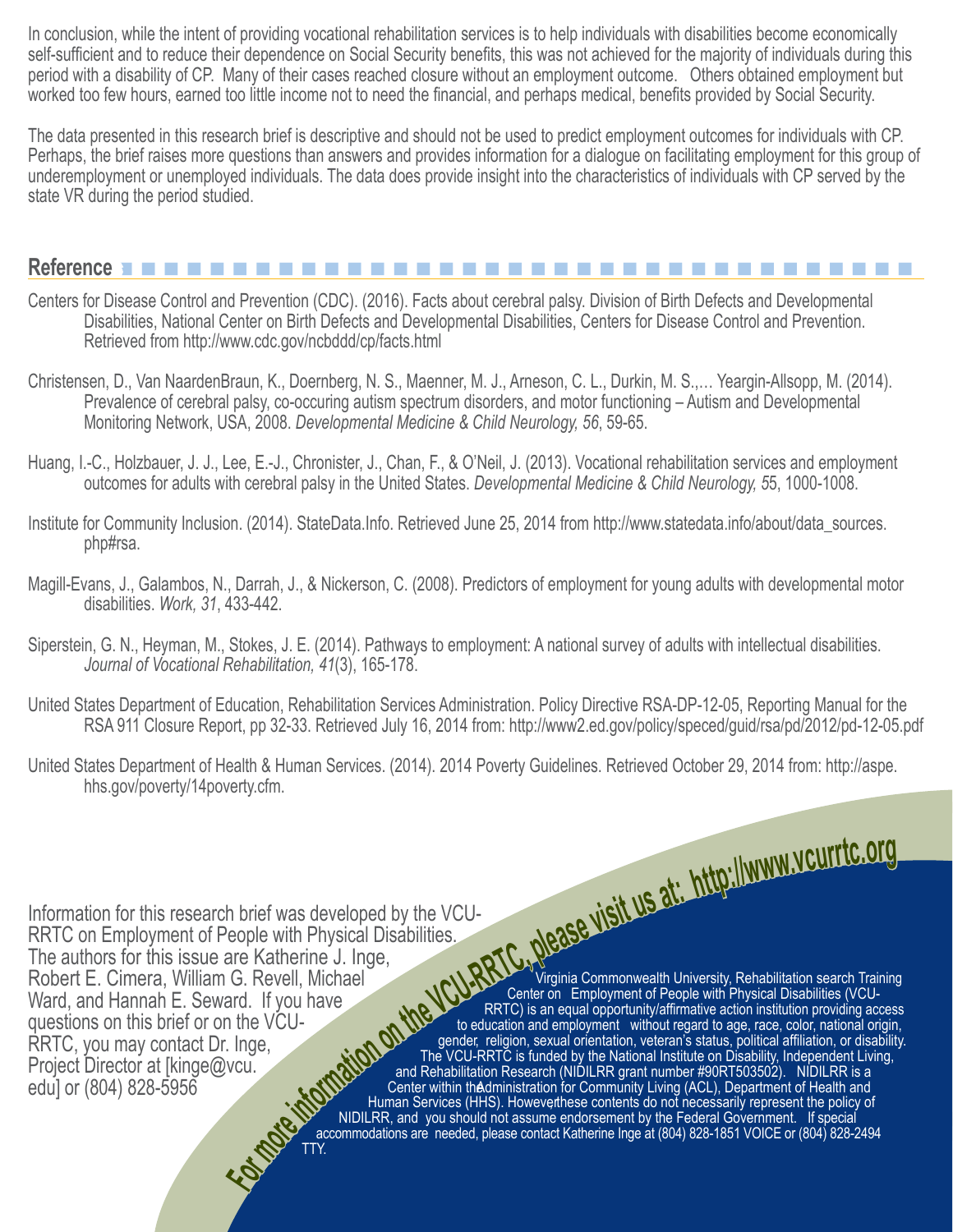In conclusion, while the intent of providing vocational rehabilitation services is to help individuals with disabilities become economically self-sufficient and to reduce their dependence on Social Security benefits, this was not achieved for the majority of individuals during this period with a disability of CP. Many of their cases reached closure without an employment outcome. Others obtained employment but worked too few hours, earned too little income not to need the financial, and perhaps medical, benefits provided by Social Security.

The data presented in this research brief is descriptive and should not be used to predict employment outcomes for individuals with CP. Perhaps, the brief raises more questions than answers and provides information for a dialogue on facilitating employment for this group of underemployment or unemployed individuals. The data does provide insight into the characteristics of individuals with CP served by the state VR during the period studied.

## Reference

Centers for Disease Control and Prevention (CDC). (2016). Facts about cerebral palsy. Division of Birth Defects and Developmental Disabilities, National Center on Birth Defects and Developmental Disabilities, Centers for Disease Control and Prevention. Retrieved from http://www.cdc.gov/ncbddd/cp/facts.html

Christensen, D., Van NaardenBraun, K., Doernberg, N. S., Maenner, M. J., Arneson, C. L., Durkin, M. S.,… Yeargin-Allsopp, M. (2014). Prevalence of cerebral palsy, co-occuring autism spectrum disorders, and motor functioning – Autism and Developmental Monitoring Network, USA, 2008. *Developmental Medicine & Child Neurology, 56*, 59-65.

Huang, I.-C., Holzbauer, J. J., Lee, E.-J., Chronister, J., Chan, F., & O'Neil, J. (2013). Vocational rehabilitation services and employment outcomes for adults with cerebral palsy in the United States. *Developmental Medicine & Child Neurology, 5*5, 1000-1008.

Institute for Community Inclusion. (2014). StateData.Info. Retrieved June 25, 2014 from http://www.statedata.info/about/data_sources.php#rsa.

Magill-Evans, J., Galambos, N., Darrah, J., & Nickerson, C. (2008). Predictors of employment for young adults with developmental motor disabilities. *Work, 31*, 433-442.

Siperstein, G. N., Heyman, M., Stokes, J. E. (2014). Pathways to employment: A national survey of adults with intellectual disabilities. *Journal of Vocational Rehabilitation, 41*(3), 165-178.

United States Department of Education, Rehabilitation Services Administration. Policy Directive RSA-DP-12-05, Reporting Manual for the RSA 911 Closure Report, pp 32-33. Retrieved July 16, 2014 from: http://www2.ed.gov/policy/speced/guid/rsa/pd/2012/pd-12-05.pdf

United States Department of Health & Human Services. (2014). 2014 Poverty Guidelines. Retrieved October 29, 2014 from: http://aspe.hhs.gov/poverty/14poverty.cfm.

Information for this research brief was developed by the VCU-RRTC on Employment of People with Physical Disabilities. The authors for this issue are Katherine J. Inge, Robert E. Cimera, William G. Revell, Michael Ward, and Hannah E. Seward. If you have questions on this brief or on the VCU-RRTC, you may contact Dr. Inge, Project Director at [kinge@vcu.edu] or (804) 828-5956

For more information on the VCU-RRTC, please visit us at: http://www.vcurrtc.org

Virginia Commonwealth University, Rehabilitation search Training Center on Employment of People with Physical Disabilities (VCU-RRTC) is an equal opportunity/affirmative action institution providing access to education and employment without regard to age, race, color, national origin, gender, religion, sexual orientation, veteran's status, political affiliation, or disability. The VCU-RRTC is funded by the National Institute on Disability, Independent Living, and Rehabilitation Research (NIDILRR grant number #90RT503502). NIDILRR is a Center within the Administration for Community Living (ACL), Department of Health and Human Services (HHS). However, these contents do not necessarily represent the policy of NIDILRR, and you should not assume endorsement by the Federal Government. If special accommodations are needed, please contact Katherine Inge at (804) 828-1851 VOICE or (804) 828-2494 TTY.